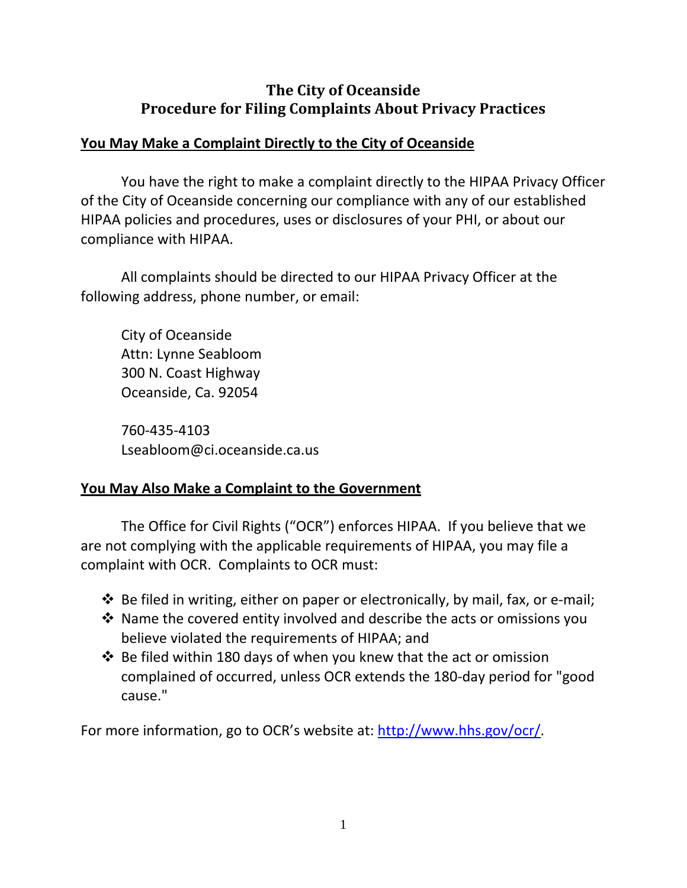# The City of Oceanside
# Procedure for Filing Complaints About Privacy Practices

## You May Make a Complaint Directly to the City of Oceanside

You have the right to make a complaint directly to the HIPAA Privacy Officer of the City of Oceanside concerning our compliance with any of our established HIPAA policies and procedures, uses or disclosures of your PHI, or about our compliance with HIPAA.

All complaints should be directed to our HIPAA Privacy Officer at the following address, phone number, or email:

City of Oceanside
Attn: Lynne Seabloom
300 N. Coast Highway
Oceanside, Ca. 92054

760-435-4103
Lseabloom@ci.oceanside.ca.us

## You May Also Make a Complaint to the Government

The Office for Civil Rights ("OCR") enforces HIPAA. If you believe that we are not complying with the applicable requirements of HIPAA, you may file a complaint with OCR. Complaints to OCR must:

- Be filed in writing, either on paper or electronically, by mail, fax, or e-mail;
- Name the covered entity involved and describe the acts or omissions you believe violated the requirements of HIPAA; and
- Be filed within 180 days of when you knew that the act or omission complained of occurred, unless OCR extends the 180-day period for "good cause."

For more information, go to OCR's website at: [http://www.hhs.gov/ocr/](http://www.hhs.gov/ocr/).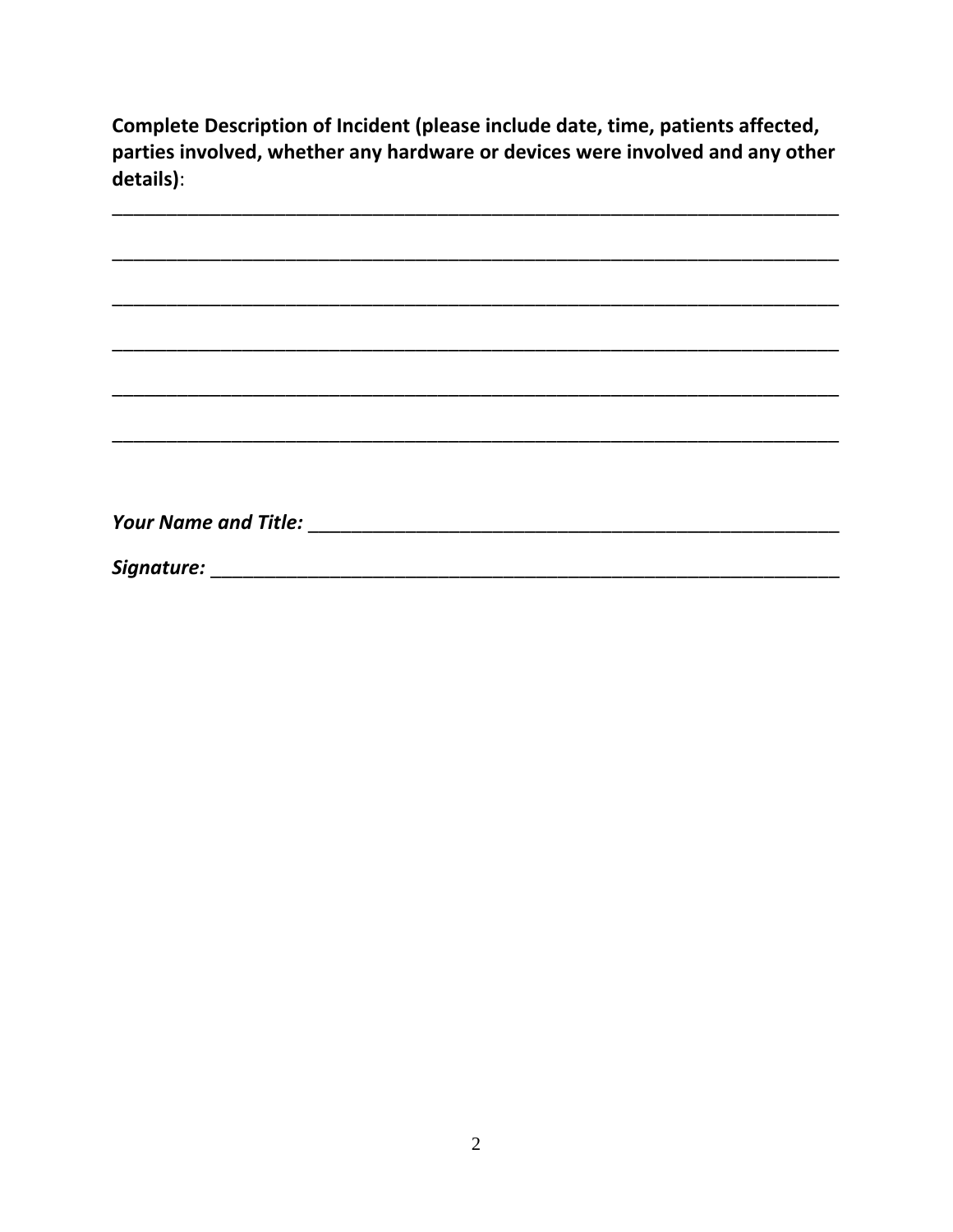**Complete Description of Incident (please include date, time, patients affected, parties involved, whether any hardware or devices were involved and any other details)**:

___________________________________________________________________________

___________________________________________________________________________

___________________________________________________________________________

___________________________________________________________________________

___________________________________________________________________________

___________________________________________________________________________

***Your Name and Title:*** _____________________________________________________

***Signature:*** _____________________________________________________________